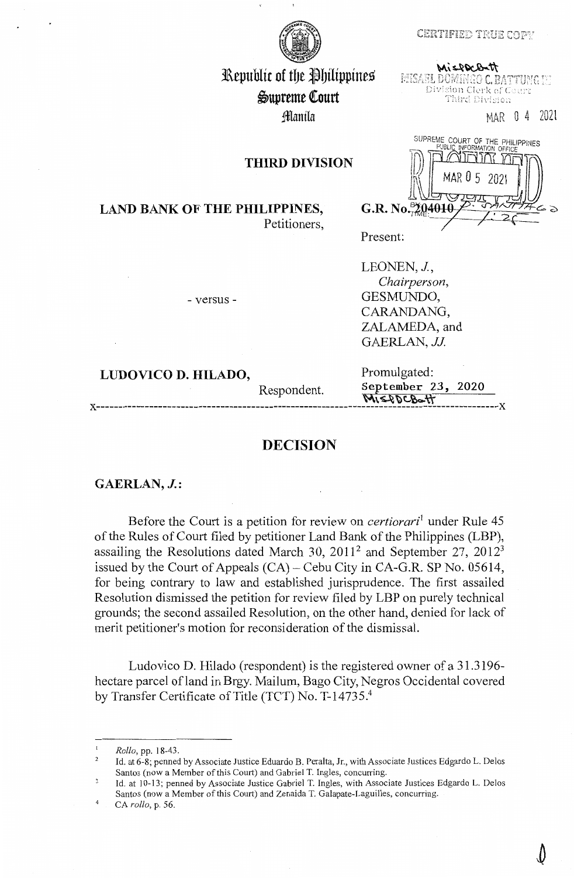CERTIFIED TRUE COPY

MISAEL DOMINGO C. BATTUNG III
Division Clerk of Court
Third Division

MAR 04 2021

Republic of the Philippines
Supreme Court
Manila

SUPREME COURT OF THE PHILIPPINES
PUBLIC INFORMATION OFFICE
RECEIVED
MAR 05 2021

## THIRD DIVISION

**LAND BANK OF THE PHILIPPINES,**
Petitioners,

- versus -

**LUDOVICO D. HILADO,**
Respondent.

**G.R. No. 204010**

Present:

LEONEN, *J.*,
*Chairperson*,
GESMUNDO,
CARANDANG,
ZALAMEDA, and
GAERLAN, *JJ.*

Promulgated:
September 23, 2020

x-----------------------------------------------------------------------------------x

# DECISION

**GAERLAN, *J.*:**

Before the Court is a petition for review on *certiorari*[1] under Rule 45 of the Rules of Court filed by petitioner Land Bank of the Philippines (LBP), assailing the Resolutions dated March 30, 2011[2] and September 27, 2012[3] issued by the Court of Appeals (CA) – Cebu City in CA-G.R. SP No. 05614, for being contrary to law and established jurisprudence. The first assailed Resolution dismissed the petition for review filed by LBP on purely technical grounds; the second assailed Resolution, on the other hand, denied for lack of merit petitioner's motion for reconsideration of the dismissal.

Ludovico D. Hilado (respondent) is the registered owner of a 31.3196-hectare parcel of land in Brgy. Mailum, Bago City, Negros Occidental covered by Transfer Certificate of Title (TCT) No. T-14735.[4]

---

[1] *Rollo*, pp. 18-43.

[2] Id. at 6-8; penned by Associate Justice Eduardo B. Peralta, Jr., with Associate Justices Edgardo L. Delos Santos (now a Member of this Court) and Gabriel T. Ingles, concurring.

[3] Id. at 10-13; penned by Associate Justice Gabriel T. Ingles, with Associate Justices Edgardo L. Delos Santos (now a Member of this Court) and Zenaida T. Galapate-Laguilles, concurring.

[4] CA *rollo*, p. 56.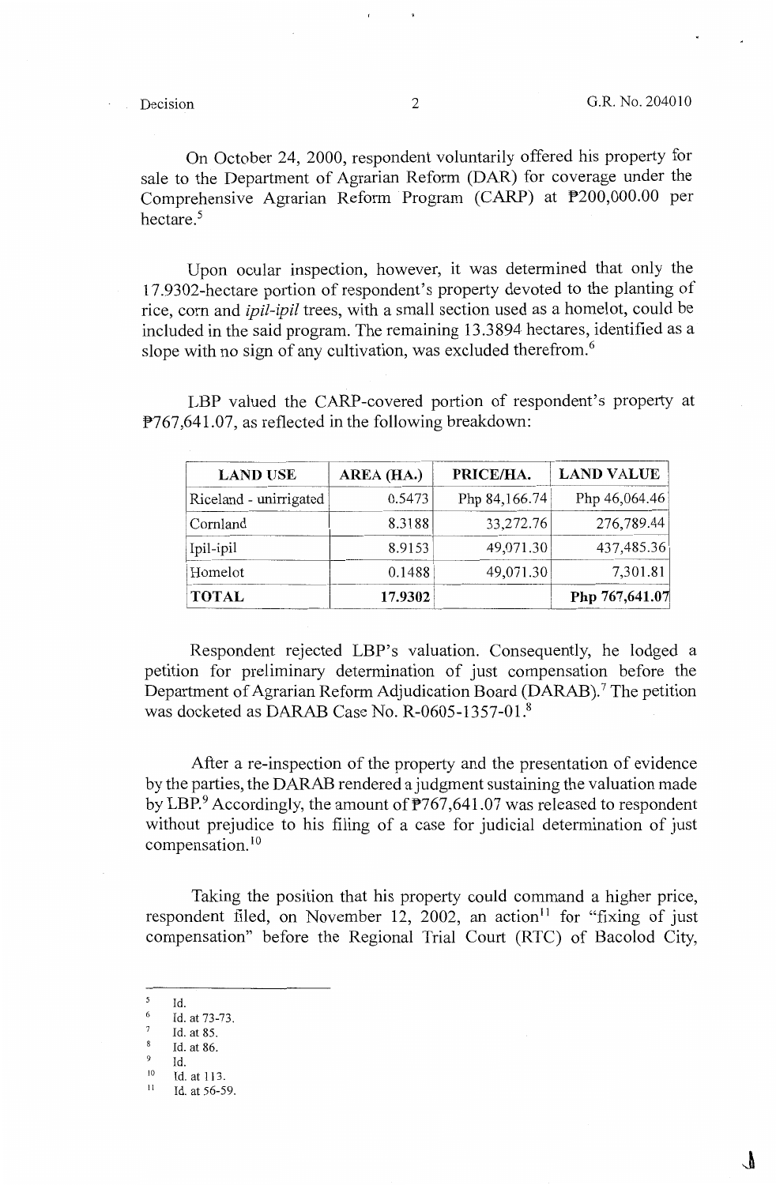On October 24, 2000, respondent voluntarily offered his property for sale to the Department of Agrarian Reform (DAR) for coverage under the Comprehensive Agrarian Reform Program (CARP) at ₱200,000.00 per hectare.[5]

Upon ocular inspection, however, it was determined that only the 17.9302-hectare portion of respondent's property devoted to the planting of rice, corn and *ipil-ipil* trees, with a small section used as a homelot, could be included in the said program. The remaining 13.3894 hectares, identified as a slope with no sign of any cultivation, was excluded therefrom.[6]

LBP valued the CARP-covered portion of respondent's property at ₱767,641.07, as reflected in the following breakdown:

| LAND USE | AREA (HA.) | PRICE/HA. | LAND VALUE |
|---|---|---|---|
| Riceland - unirrigated | 0.5473 | Php 84,166.74 | Php 46,064.46 |
| Cornland | 8.3188 | 33,272.76 | 276,789.44 |
| Ipil-ipil | 8.9153 | 49,071.30 | 437,485.36 |
| Homelot | 0.1488 | 49,071.30 | 7,301.81 |
| **TOTAL** | **17.9302** | | **Php 767,641.07** |

Respondent rejected LBP's valuation. Consequently, he lodged a petition for preliminary determination of just compensation before the Department of Agrarian Reform Adjudication Board (DARAB).[7] The petition was docketed as DARAB Case No. R-0605-1357-01.[8]

After a re-inspection of the property and the presentation of evidence by the parties, the DARAB rendered a judgment sustaining the valuation made by LBP.[9] Accordingly, the amount of ₱767,641.07 was released to respondent without prejudice to his filing of a case for judicial determination of just compensation.[10]

Taking the position that his property could command a higher price, respondent filed, on November 12, 2002, an action[11] for "fixing of just compensation" before the Regional Trial Court (RTC) of Bacolod City,

---

[5] Id.

[6] Id. at 73-73.

[7] Id. at 85.

[8] Id. at 86.

[9] Id.

[10] Id. at 113.

[11] Id. at 56-59.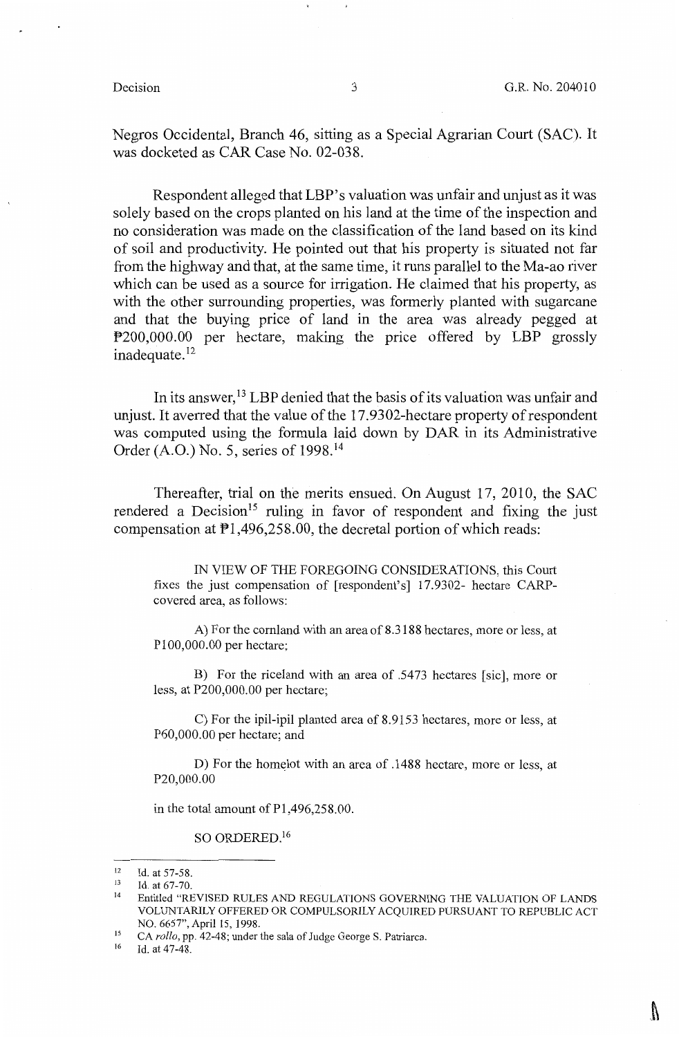Negros Occidental, Branch 46, sitting as a Special Agrarian Court (SAC). It was docketed as CAR Case No. 02-038.

Respondent alleged that LBP's valuation was unfair and unjust as it was solely based on the crops planted on his land at the time of the inspection and no consideration was made on the classification of the land based on its kind of soil and productivity. He pointed out that his property is situated not far from the highway and that, at the same time, it runs parallel to the Ma-ao river which can be used as a source for irrigation. He claimed that his property, as with the other surrounding properties, was formerly planted with sugarcane and that the buying price of land in the area was already pegged at ₱200,000.00 per hectare, making the price offered by LBP grossly inadequate.[12]

In its answer,[13] LBP denied that the basis of its valuation was unfair and unjust. It averred that the value of the 17.9302-hectare property of respondent was computed using the formula laid down by DAR in its Administrative Order (A.O.) No. 5, series of 1998.[14]

Thereafter, trial on the merits ensued. On August 17, 2010, the SAC rendered a Decision[15] ruling in favor of respondent and fixing the just compensation at ₱1,496,258.00, the decretal portion of which reads:

> IN VIEW OF THE FOREGOING CONSIDERATIONS, this Court fixes the just compensation of [respondent's] 17.9302- hectare CARP-covered area, as follows:
>
> A) For the cornland with an area of 8.3188 hectares, more or less, at P100,000.00 per hectare;
>
> B) For the riceland with an area of .5473 hectares [sic], more or less, at P200,000.00 per hectare;
>
> C) For the ipil-ipil planted area of 8.9153 hectares, more or less, at P60,000.00 per hectare; and
>
> D) For the homelot with an area of .1488 hectare, more or less, at P20,000.00
>
> in the total amount of P1,496,258.00.
>
> SO ORDERED.[16]

---

[12] Id. at 57-58.

[13] Id. at 67-70.

[14] Entitled "REVISED RULES AND REGULATIONS GOVERNING THE VALUATION OF LANDS VOLUNTARILY OFFERED OR COMPULSORILY ACQUIRED PURSUANT TO REPUBLIC ACT NO. 6657", April 15, 1998.

[15] CA *rollo*, pp. 42-48; under the sala of Judge George S. Patriarca.

[16] Id. at 47-48.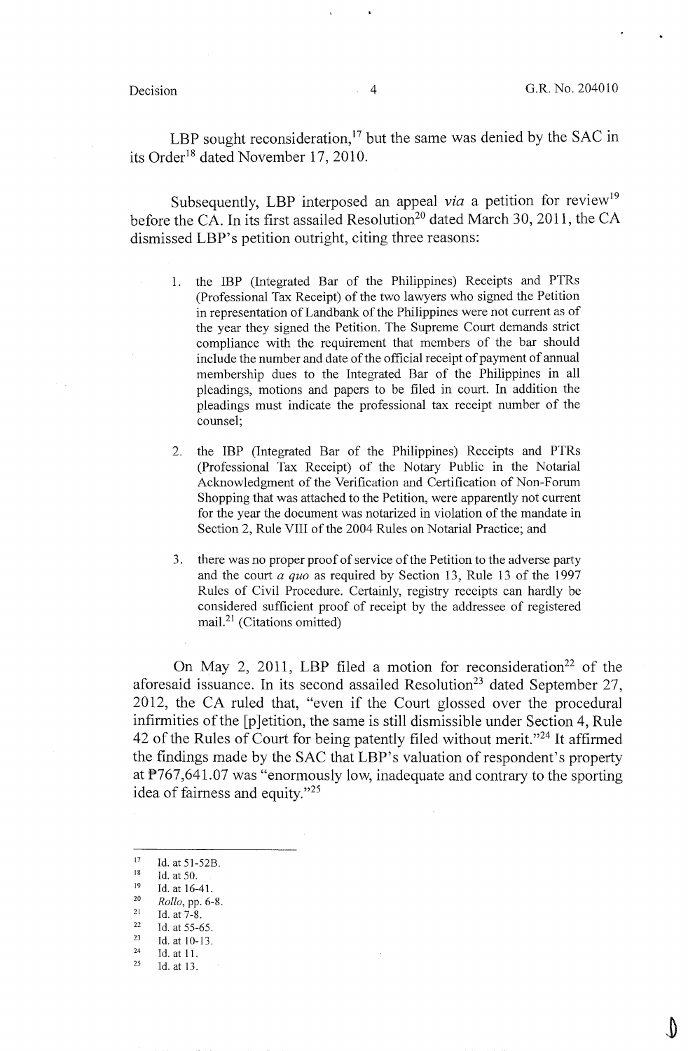LBP sought reconsideration,[17] but the same was denied by the SAC in its Order[18] dated November 17, 2010.

Subsequently, LBP interposed an appeal *via* a petition for review[19] before the CA. In its first assailed Resolution[20] dated March 30, 2011, the CA dismissed LBP's petition outright, citing three reasons:

> 1. the IBP (Integrated Bar of the Philippines) Receipts and PTRs (Professional Tax Receipt) of the two lawyers who signed the Petition in representation of Landbank of the Philippines were not current as of the year they signed the Petition. The Supreme Court demands strict compliance with the requirement that members of the bar should include the number and date of the official receipt of payment of annual membership dues to the Integrated Bar of the Philippines in all pleadings, motions and papers to be filed in court. In addition the pleadings must indicate the professional tax receipt number of the counsel;
>
> 2. the IBP (Integrated Bar of the Philippines) Receipts and PTRs (Professional Tax Receipt) of the Notary Public in the Notarial Acknowledgment of the Verification and Certification of Non-Forum Shopping that was attached to the Petition, were apparently not current for the year the document was notarized in violation of the mandate in Section 2, Rule VIII of the 2004 Rules on Notarial Practice; and
>
> 3. there was no proper proof of service of the Petition to the adverse party and the court *a quo* as required by Section 13, Rule 13 of the 1997 Rules of Civil Procedure. Certainly, registry receipts can hardly be considered sufficient proof of receipt by the addressee of registered mail.[21] (Citations omitted)

On May 2, 2011, LBP filed a motion for reconsideration[22] of the aforesaid issuance. In its second assailed Resolution[23] dated September 27, 2012, the CA ruled that, "even if the Court glossed over the procedural infirmities of the [p]etition, the same is still dismissible under Section 4, Rule 42 of the Rules of Court for being patently filed without merit."[24] It affirmed the findings made by the SAC that LBP's valuation of respondent's property at ₱767,641.07 was "enormously low, inadequate and contrary to the sporting idea of fairness and equity."[25]

---

[17] Id. at 51-52B.
[18] Id. at 50.
[19] Id. at 16-41.
[20] *Rollo*, pp. 6-8.
[21] Id. at 7-8.
[22] Id. at 55-65.
[23] Id. at 10-13.
[24] Id. at 11.
[25] Id. at 13.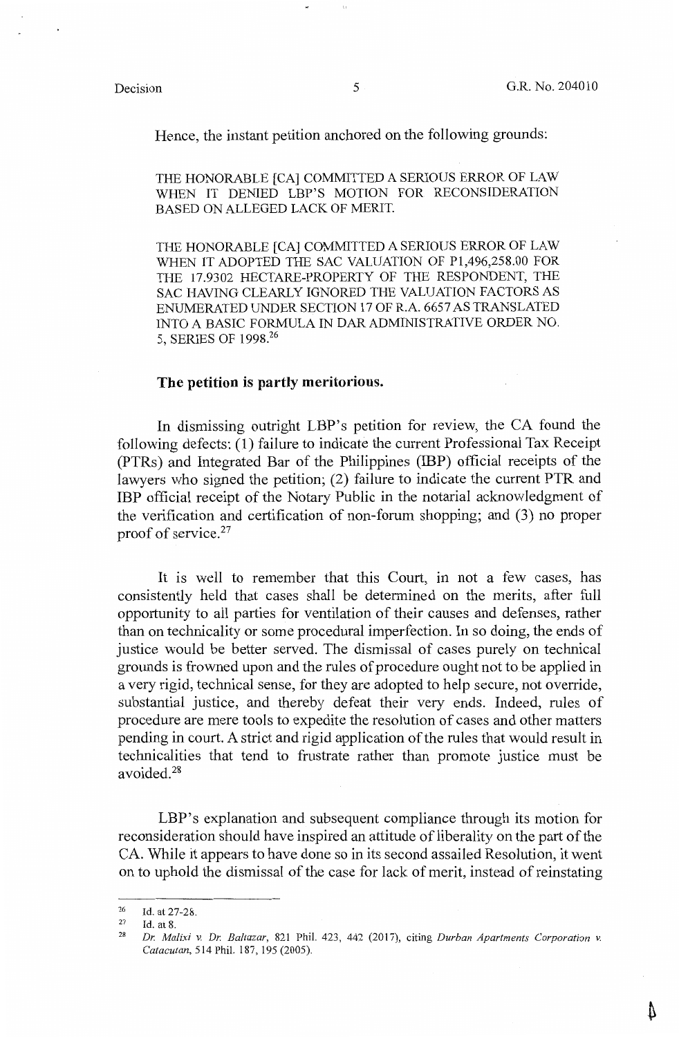Hence, the instant petition anchored on the following grounds:

> THE HONORABLE [CA] COMMITTED A SERIOUS ERROR OF LAW WHEN IT DENIED LBP'S MOTION FOR RECONSIDERATION BASED ON ALLEGED LACK OF MERIT.
>
> THE HONORABLE [CA] COMMITTED A SERIOUS ERROR OF LAW WHEN IT ADOPTED THE SAC VALUATION OF P1,496,258.00 FOR THE 17.9302 HECTARE-PROPERTY OF THE RESPONDENT, THE SAC HAVING CLEARLY IGNORED THE VALUATION FACTORS AS ENUMERATED UNDER SECTION 17 OF R.A. 6657 AS TRANSLATED INTO A BASIC FORMULA IN DAR ADMINISTRATIVE ORDER NO. 5, SERIES OF 1998.[26]

**The petition is partly meritorious.**

In dismissing outright LBP's petition for review, the CA found the following defects: (1) failure to indicate the current Professional Tax Receipt (PTRs) and Integrated Bar of the Philippines (IBP) official receipts of the lawyers who signed the petition; (2) failure to indicate the current PTR and IBP official receipt of the Notary Public in the notarial acknowledgment of the verification and certification of non-forum shopping; and (3) no proper proof of service.[27]

It is well to remember that this Court, in not a few cases, has consistently held that cases shall be determined on the merits, after full opportunity to all parties for ventilation of their causes and defenses, rather than on technicality or some procedural imperfection. In so doing, the ends of justice would be better served. The dismissal of cases purely on technical grounds is frowned upon and the rules of procedure ought not to be applied in a very rigid, technical sense, for they are adopted to help secure, not override, substantial justice, and thereby defeat their very ends. Indeed, rules of procedure are mere tools to expedite the resolution of cases and other matters pending in court. A strict and rigid application of the rules that would result in technicalities that tend to frustrate rather than promote justice must be avoided.[28]

LBP's explanation and subsequent compliance through its motion for reconsideration should have inspired an attitude of liberality on the part of the CA. While it appears to have done so in its second assailed Resolution, it went on to uphold the dismissal of the case for lack of merit, instead of reinstating

---

[26] Id. at 27-28.

[27] Id. at 8.

[28] *Dr. Malixi v. Dr. Baltazar*, 821 Phil. 423, 442 (2017), citing *Durban Apartments Corporation v. Catacutan*, 514 Phil. 187, 195 (2005).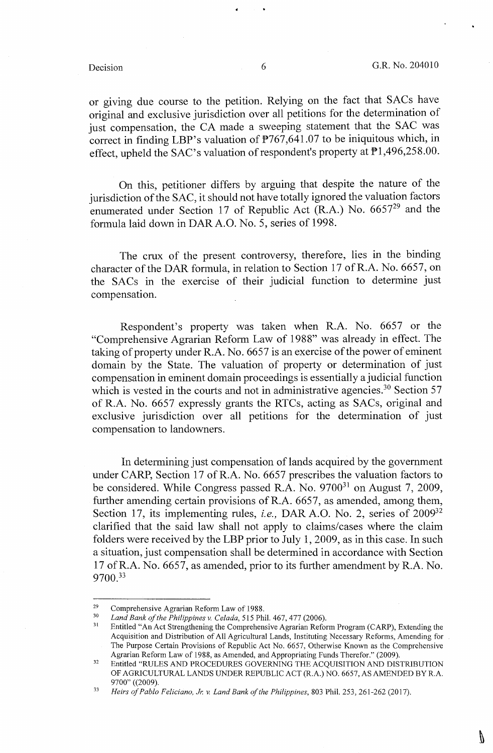or giving due course to the petition. Relying on the fact that SACs have original and exclusive jurisdiction over all petitions for the determination of just compensation, the CA made a sweeping statement that the SAC was correct in finding LBP's valuation of ₱767,641.07 to be iniquitous which, in effect, upheld the SAC's valuation of respondent's property at ₱1,496,258.00.

On this, petitioner differs by arguing that despite the nature of the jurisdiction of the SAC, it should not have totally ignored the valuation factors enumerated under Section 17 of Republic Act (R.A.) No. 6657[29] and the formula laid down in DAR A.O. No. 5, series of 1998.

The crux of the present controversy, therefore, lies in the binding character of the DAR formula, in relation to Section 17 of R.A. No. 6657, on the SACs in the exercise of their judicial function to determine just compensation.

Respondent's property was taken when R.A. No. 6657 or the "Comprehensive Agrarian Reform Law of 1988" was already in effect. The taking of property under R.A. No. 6657 is an exercise of the power of eminent domain by the State. The valuation of property or determination of just compensation in eminent domain proceedings is essentially a judicial function which is vested in the courts and not in administrative agencies.[30] Section 57 of R.A. No. 6657 expressly grants the RTCs, acting as SACs, original and exclusive jurisdiction over all petitions for the determination of just compensation to landowners.

In determining just compensation of lands acquired by the government under CARP, Section 17 of R.A. No. 6657 prescribes the valuation factors to be considered. While Congress passed R.A. No. 9700[31] on August 7, 2009, further amending certain provisions of R.A. 6657, as amended, among them, Section 17, its implementing rules, *i.e.,* DAR A.O. No. 2, series of 2009[32] clarified that the said law shall not apply to claims/cases where the claim folders were received by the LBP prior to July 1, 2009, as in this case. In such a situation, just compensation shall be determined in accordance with Section 17 of R.A. No. 6657, as amended, prior to its further amendment by R.A. No. 9700.[33]

---

[29] Comprehensive Agrarian Reform Law of 1988.

[30] *Land Bank of the Philippines v. Celada*, 515 Phil. 467, 477 (2006).

[31] Entitled "An Act Strengthening the Comprehensive Agrarian Reform Program (CARP), Extending the Acquisition and Distribution of All Agricultural Lands, Instituting Necessary Reforms, Amending for The Purpose Certain Provisions of Republic Act No. 6657, Otherwise Known as the Comprehensive Agrarian Reform Law of 1988, as Amended, and Appropriating Funds Therefor." (2009).

[32] Entitled "RULES AND PROCEDURES GOVERNING THE ACQUISITION AND DISTRIBUTION OF AGRICULTURAL LANDS UNDER REPUBLIC ACT (R.A.) NO. 6657, AS AMENDED BY R.A. 9700" ((2009).

[33] *Heirs of Pablo Feliciano, Jr. v. Land Bank of the Philippines*, 803 Phil. 253, 261-262 (2017).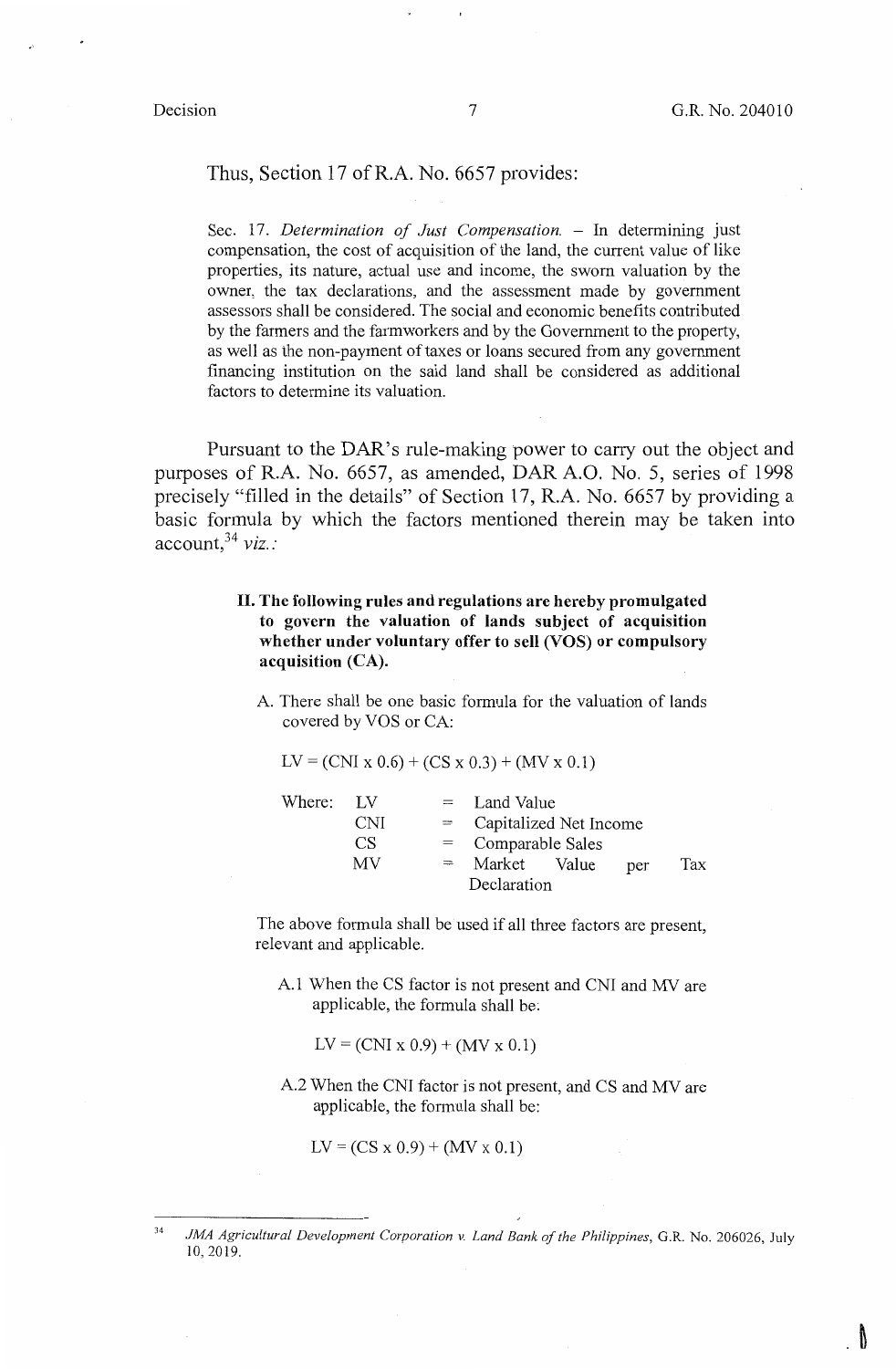Thus, Section 17 of R.A. No. 6657 provides:

> Sec. 17. *Determination of Just Compensation.* – In determining just compensation, the cost of acquisition of the land, the current value of like properties, its nature, actual use and income, the sworn valuation by the owner, the tax declarations, and the assessment made by government assessors shall be considered. The social and economic benefits contributed by the farmers and the farmworkers and by the Government to the property, as well as the non-payment of taxes or loans secured from any government financing institution on the said land shall be considered as additional factors to determine its valuation.

Pursuant to the DAR's rule-making power to carry out the object and purposes of R.A. No. 6657, as amended, DAR A.O. No. 5, series of 1998 precisely "filled in the details" of Section 17, R.A. No. 6657 by providing a basic formula by which the factors mentioned therein may be taken into account,[34] *viz.:*

> **II. The following rules and regulations are hereby promulgated to govern the valuation of lands subject of acquisition whether under voluntary offer to sell (VOS) or compulsory acquisition (CA).**
>
> A. There shall be one basic formula for the valuation of lands covered by VOS or CA:
>
> LV = (CNI x 0.6) + (CS x 0.3) + (MV x 0.1)
>
> Where: LV = Land Value
> CNI = Capitalized Net Income
> CS = Comparable Sales
> MV = Market Value per Tax Declaration
>
> The above formula shall be used if all three factors are present, relevant and applicable.
>
> A.1 When the CS factor is not present and CNI and MV are applicable, the formula shall be:
>
> LV = (CNI x 0.9) + (MV x 0.1)
>
> A.2 When the CNI factor is not present, and CS and MV are applicable, the formula shall be:
>
> LV = (CS x 0.9) + (MV x 0.1)

---

[34] *JMA Agricultural Development Corporation v. Land Bank of the Philippines*, G.R. No. 206026, July 10, 2019.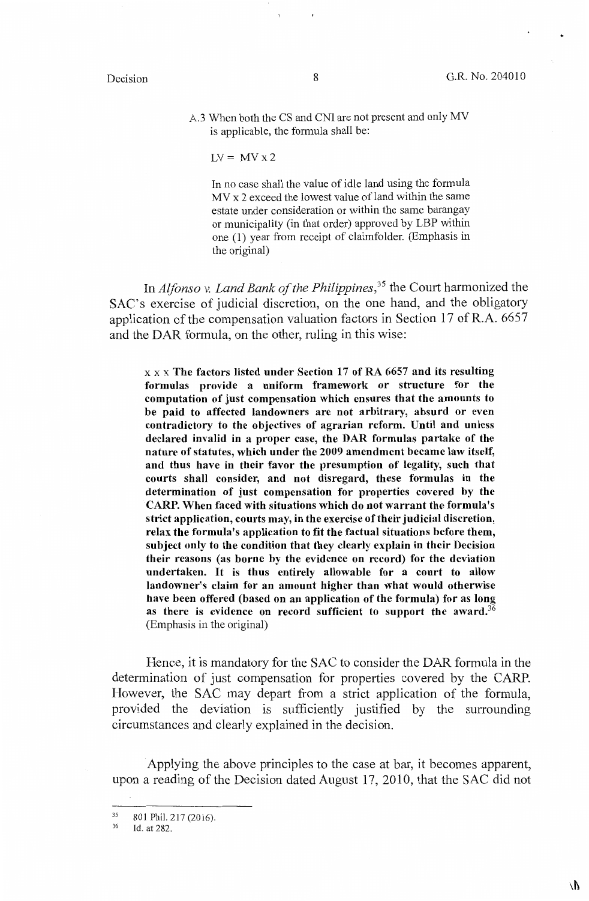A.3 When both the CS and CNI are not present and only MV is applicable, the formula shall be:

$$LV = MV \times 2$$

In no case shall the value of idle land using the formula MV x 2 exceed the lowest value of land within the same estate under consideration or within the same barangay or municipality (in that order) approved by LBP within one (1) year from receipt of claimfolder. (Emphasis in the original)

In *Alfonso v. Land Bank of the Philippines*,[35] the Court harmonized the SAC's exercise of judicial discretion, on the one hand, and the obligatory application of the compensation valuation factors in Section 17 of R.A. 6657 and the DAR formula, on the other, ruling in this wise:

> x x x **The factors listed under Section 17 of RA 6657 and its resulting formulas provide a uniform framework or structure for the computation of just compensation which ensures that the amounts to be paid to affected landowners are not arbitrary, absurd or even contradictory to the objectives of agrarian reform. Until and unless declared invalid in a proper case, the DAR formulas partake of the nature of statutes, which under the 2009 amendment became law itself, and thus have in their favor the presumption of legality, such that courts shall consider, and not disregard, these formulas in the determination of just compensation for properties covered by the CARP. When faced with situations which do not warrant the formula's strict application, courts may, in the exercise of their judicial discretion, relax the formula's application to fit the factual situations before them, subject only to the condition that they clearly explain in their Decision their reasons (as borne by the evidence on record) for the deviation undertaken. It is thus entirely allowable for a court to allow landowner's claim for an amount higher than what would otherwise have been offered (based on an application of the formula) for as long as there is evidence on record sufficient to support the award.**[36] (Emphasis in the original)

Hence, it is mandatory for the SAC to consider the DAR formula in the determination of just compensation for properties covered by the CARP. However, the SAC may depart from a strict application of the formula, provided the deviation is sufficiently justified by the surrounding circumstances and clearly explained in the decision.

Applying the above principles to the case at bar, it becomes apparent, upon a reading of the Decision dated August 17, 2010, that the SAC did not

---

[35] 801 Phil. 217 (2016).

[36] Id. at 282.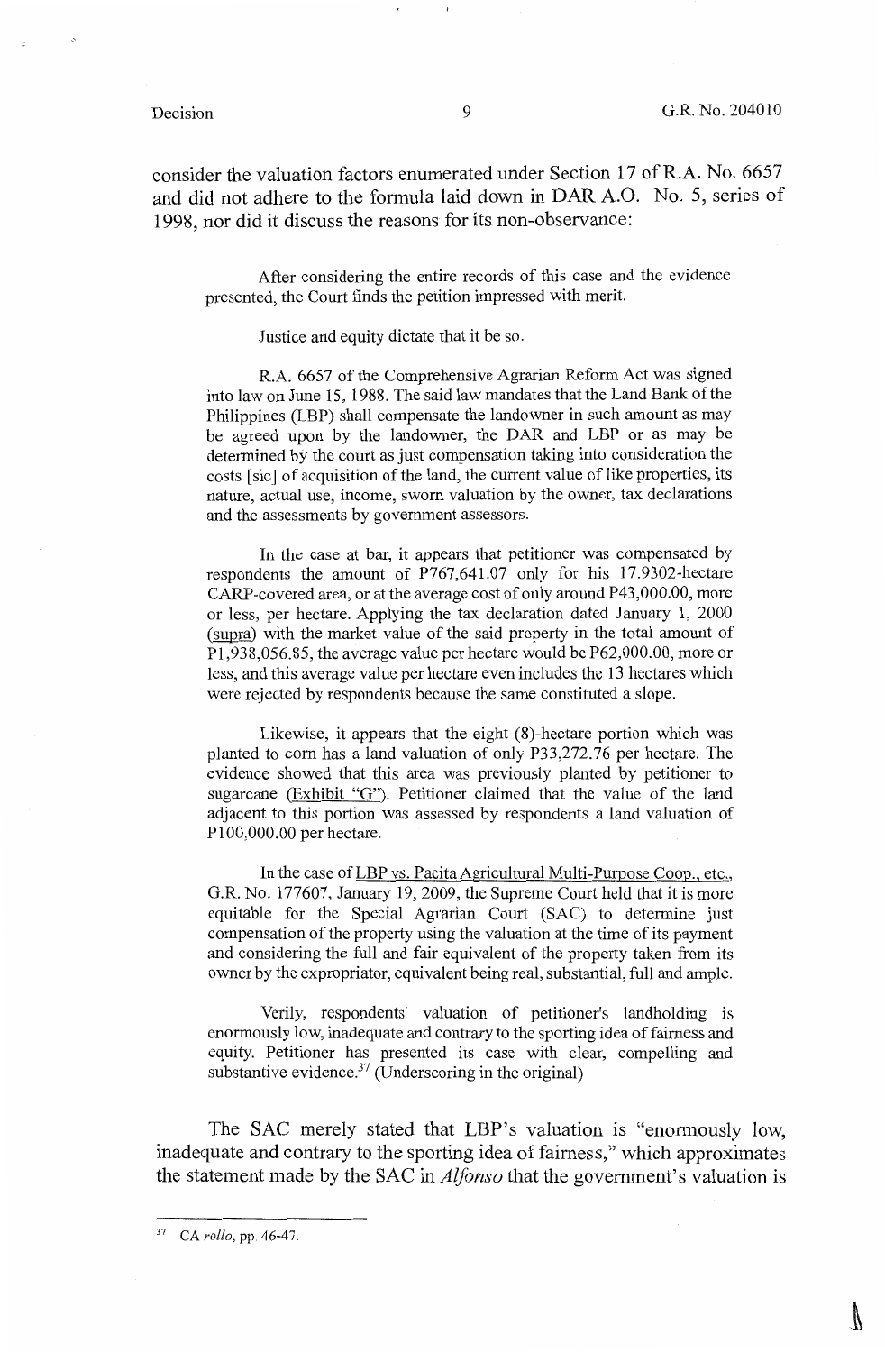consider the valuation factors enumerated under Section 17 of R.A. No. 6657 and did not adhere to the formula laid down in DAR A.O. No. 5, series of 1998, nor did it discuss the reasons for its non-observance:

> After considering the entire records of this case and the evidence presented, the Court finds the petition impressed with merit.
>
> Justice and equity dictate that it be so.
>
> R.A. 6657 of the Comprehensive Agrarian Reform Act was signed into law on June 15, 1988. The said law mandates that the Land Bank of the Philippines (LBP) shall compensate the landowner in such amount as may be agreed upon by the landowner, the DAR and LBP or as may be determined by the court as just compensation taking into consideration the costs [sic] of acquisition of the land, the current value of like properties, its nature, actual use, income, sworn valuation by the owner, tax declarations and the assessments by government assessors.
>
> In the case at bar, it appears that petitioner was compensated by respondents the amount of P767,641.07 only for his 17.9302-hectare CARP-covered area, or at the average cost of only around P43,000.00, more or less, per hectare. Applying the tax declaration dated January 1, 2000 (<u>supra</u>) with the market value of the said property in the total amount of P1,938,056.85, the average value per hectare would be P62,000.00, more or less, and this average value per hectare even includes the 13 hectares which were rejected by respondents because the same constituted a slope.
>
> Likewise, it appears that the eight (8)-hectare portion which was planted to corn has a land valuation of only P33,272.76 per hectare. The evidence showed that this area was previously planted by petitioner to sugarcane (<u>Exhibit "G"</u>). Petitioner claimed that the value of the land adjacent to this portion was assessed by respondents a land valuation of P100,000.00 per hectare.
>
> In the case of <u>LBP vs. Pacita Agricultural Multi-Purpose Coop., etc.</u>, G.R. No. 177607, January 19, 2009, the Supreme Court held that it is more equitable for the Special Agrarian Court (SAC) to determine just compensation of the property using the valuation at the time of its payment and considering the full and fair equivalent of the property taken from its owner by the expropriator, equivalent being real, substantial, full and ample.
>
> Verily, respondents' valuation of petitioner's landholding is enormously low, inadequate and contrary to the sporting idea of fairness and equity. Petitioner has presented its case with clear, compelling and substantive evidence.[37] (Underscoring in the original)

The SAC merely stated that LBP's valuation is "enormously low, inadequate and contrary to the sporting idea of fairness," which approximates the statement made by the SAC in *Alfonso* that the government's valuation is

---

[37] CA *rollo*, pp. 46-47.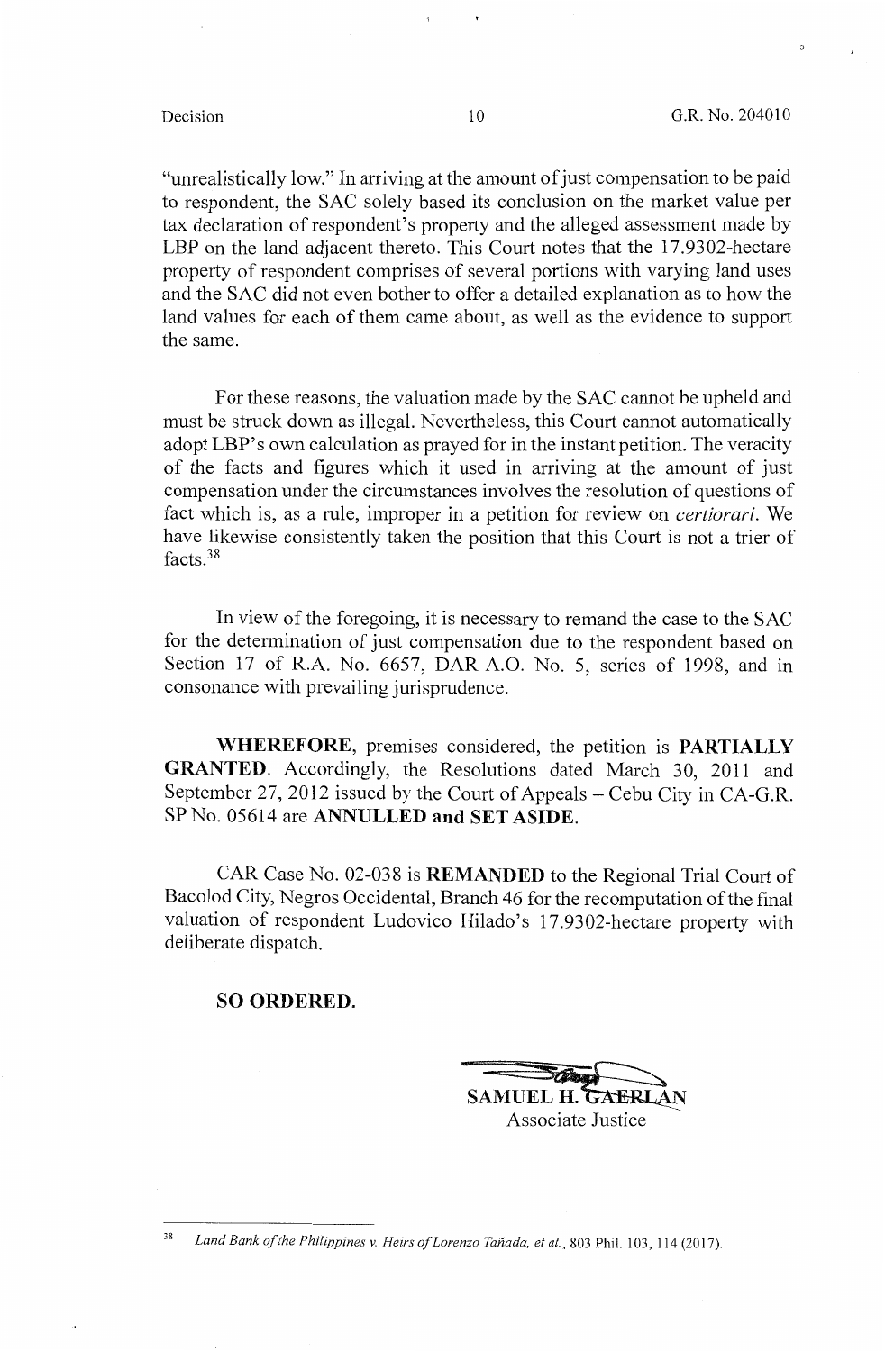"unrealistically low." In arriving at the amount of just compensation to be paid to respondent, the SAC solely based its conclusion on the market value per tax declaration of respondent's property and the alleged assessment made by LBP on the land adjacent thereto. This Court notes that the 17.9302-hectare property of respondent comprises of several portions with varying land uses and the SAC did not even bother to offer a detailed explanation as to how the land values for each of them came about, as well as the evidence to support the same.

For these reasons, the valuation made by the SAC cannot be upheld and must be struck down as illegal. Nevertheless, this Court cannot automatically adopt LBP's own calculation as prayed for in the instant petition. The veracity of the facts and figures which it used in arriving at the amount of just compensation under the circumstances involves the resolution of questions of fact which is, as a rule, improper in a petition for review on *certiorari*. We have likewise consistently taken the position that this Court is not a trier of facts.[38]

In view of the foregoing, it is necessary to remand the case to the SAC for the determination of just compensation due to the respondent based on Section 17 of R.A. No. 6657, DAR A.O. No. 5, series of 1998, and in consonance with prevailing jurisprudence.

**WHEREFORE**, premises considered, the petition is **PARTIALLY GRANTED**. Accordingly, the Resolutions dated March 30, 2011 and September 27, 2012 issued by the Court of Appeals – Cebu City in CA-G.R. SP No. 05614 are **ANNULLED and SET ASIDE**.

CAR Case No. 02-038 is **REMANDED** to the Regional Trial Court of Bacolod City, Negros Occidental, Branch 46 for the recomputation of the final valuation of respondent Ludovico Hilado's 17.9302-hectare property with deliberate dispatch.

**SO ORDERED.**

**SAMUEL H. GAERLAN**
Associate Justice

---

[38] *Land Bank of the Philippines v. Heirs of Lorenzo Tañada, et al.*, 803 Phil. 103, 114 (2017).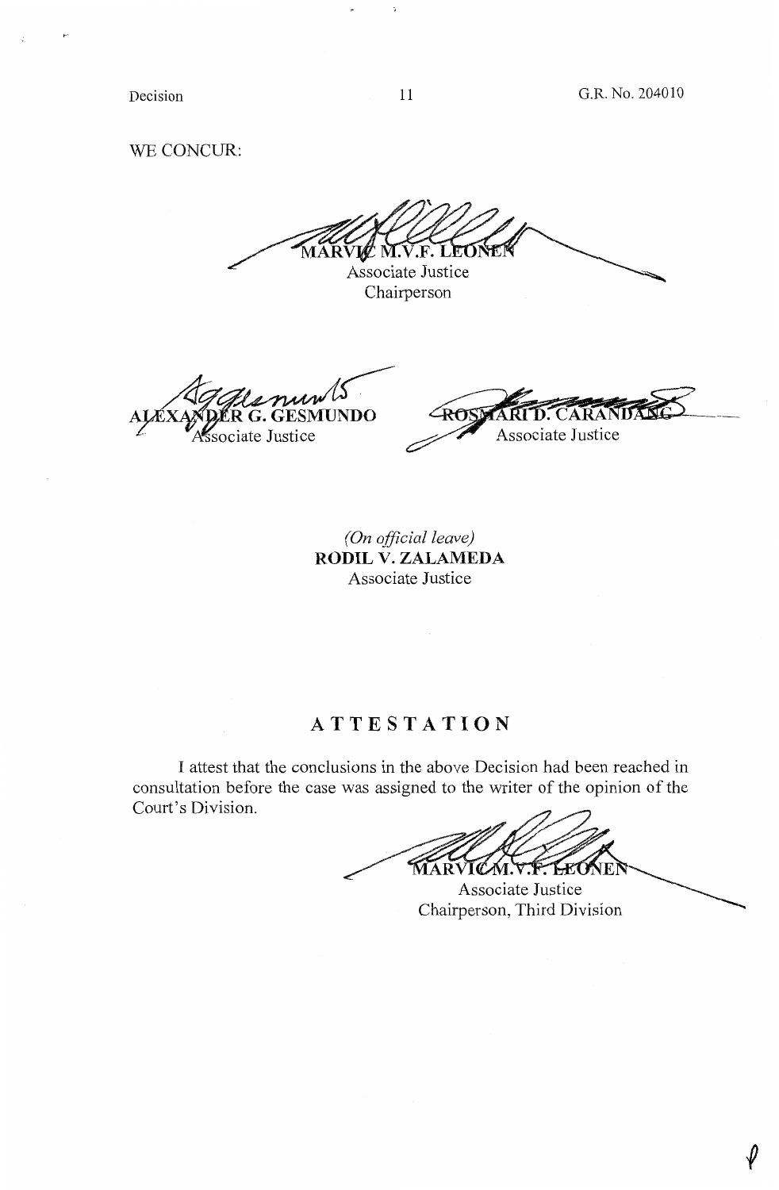WE CONCUR:

**MARVIC M.V.F. LEONEN**
Associate Justice
Chairperson

**ALEXANDER G. GESMUNDO**
Associate Justice

**ROSMARI D. CARANDANG**
Associate Justice

*(On official leave)*
**RODIL V. ZALAMEDA**
Associate Justice

## ATTESTATION

I attest that the conclusions in the above Decision had been reached in consultation before the case was assigned to the writer of the opinion of the Court's Division.

**MARVIC M.V.F. LEONEN**
Associate Justice
Chairperson, Third Division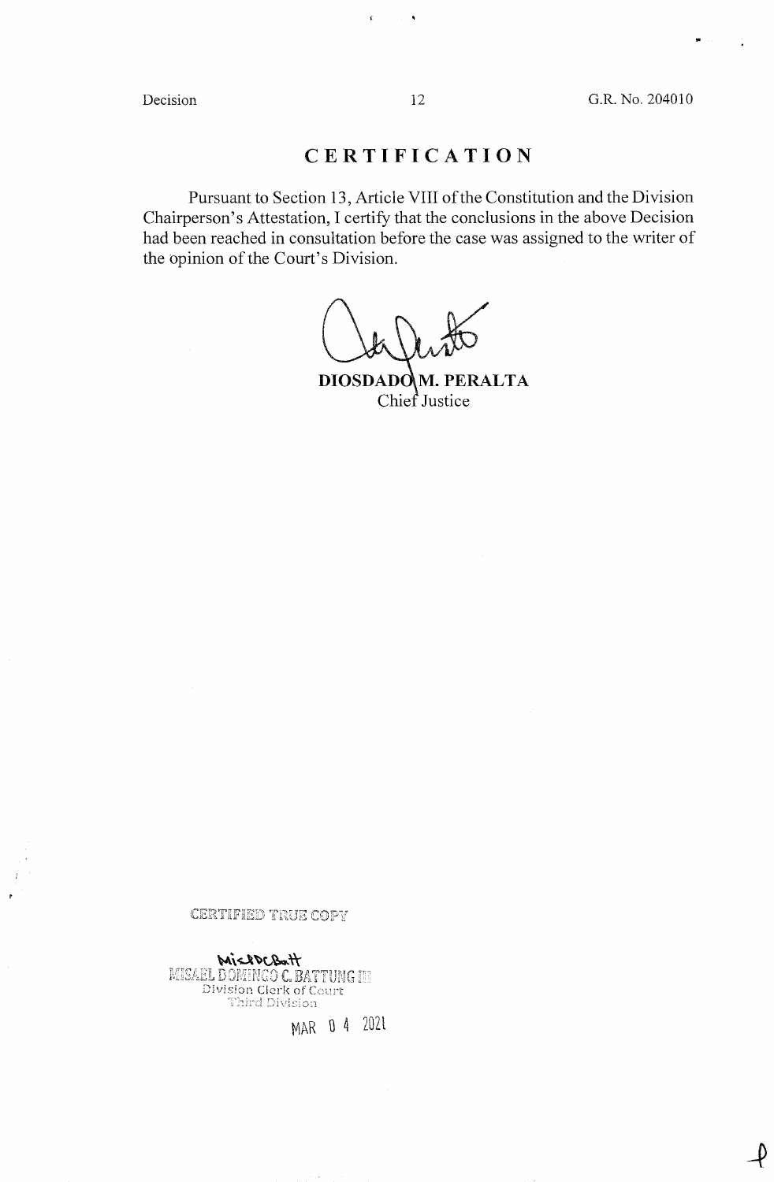# CERTIFICATION

Pursuant to Section 13, Article VIII of the Constitution and the Division Chairperson's Attestation, I certify that the conclusions in the above Decision had been reached in consultation before the case was assigned to the writer of the opinion of the Court's Division.

**DIOSDADO M. PERALTA**
Chief Justice

CERTIFIED TRUE COPY

MISAEL DOMINGO C. BATTUNG III
Division Clerk of Court
Third Division

MAR 04 2021